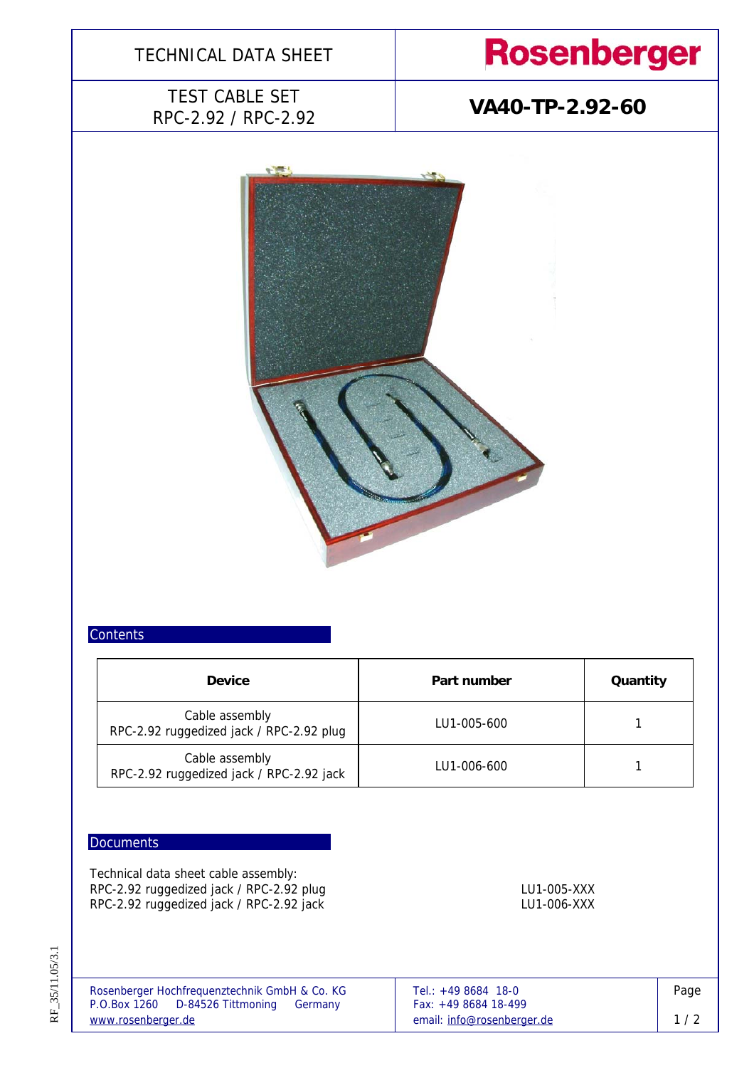# TECHNICAL DATA SHEET

**Rosenberger**

## TEST CABLE SET RPC-2.92 / RPC-2.92

## VA40-TP-2.92-60

### Contents

| Device | Part number | Quantity |
|---|---|---|
| Cable assembly RPC-2.92 ruggedized jack / RPC-2.92 plug | LU1-005-600 | 1 |
| Cable assembly RPC-2.92 ruggedized jack / RPC-2.92 jack | LU1-006-600 | 1 |

### Documents

Technical data sheet cable assembly:

| | |
|---|---|
| RPC-2.92 ruggedized jack / RPC-2.92 plug | LU1-005-XXX |
| RPC-2.92 ruggedized jack / RPC-2.92 jack | LU1-006-XXX |

Rosenberger Hochfrequenztechnik GmbH & Co. KG
P.O.Box 1260 D-84526 Tittmoning Germany
www.rosenberger.de

Tel.: +49 8684 18-0
Fax: +49 8684 18-499
email: info@rosenberger.de

RF_35/11.05/3.1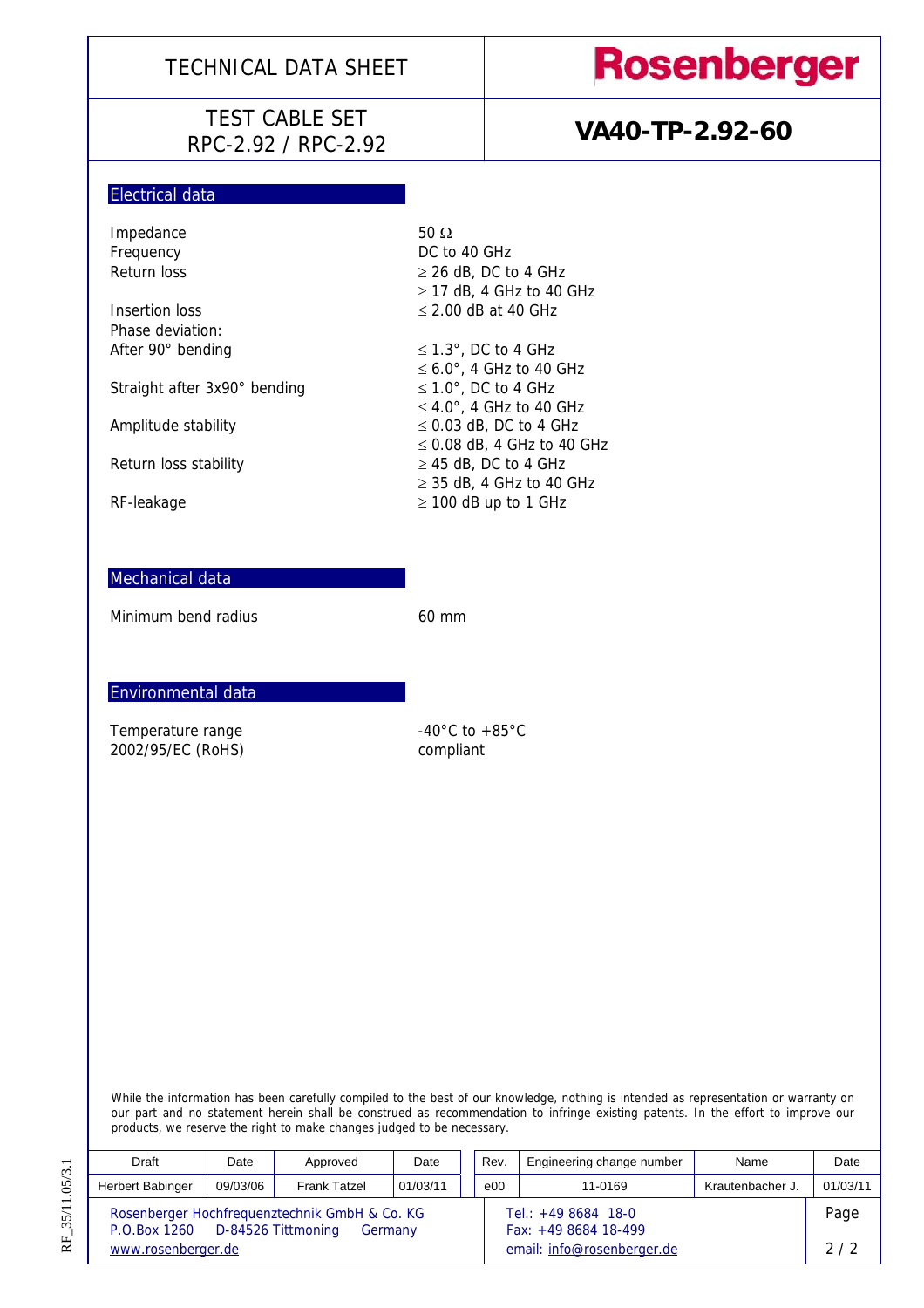| TECHNICAL DATA SHEET | Rosenberger |
|---|---|
| TEST CABLE SET<br>RPC-2.92 / RPC-2.92 | **VA40-TP-2.92-60** |

## Electrical data

| | |
|---|---|
| Impedance | 50 Ω |
| Frequency | DC to 40 GHz |
| Return loss | ≥ 26 dB, DC to 4 GHz<br>≥ 17 dB, 4 GHz to 40 GHz |
| Insertion loss | ≤ 2.00 dB at 40 GHz |
| Phase deviation: | |
| After 90° bending | ≤ 1.3°, DC to 4 GHz<br>≤ 6.0°, 4 GHz to 40 GHz |
| Straight after 3x90° bending | ≤ 1.0°, DC to 4 GHz<br>≤ 4.0°, 4 GHz to 40 GHz |
| Amplitude stability | ≤ 0.03 dB, DC to 4 GHz<br>≤ 0.08 dB, 4 GHz to 40 GHz |
| Return loss stability | ≥ 45 dB, DC to 4 GHz<br>≥ 35 dB, 4 GHz to 40 GHz |
| RF-leakage | ≥ 100 dB up to 1 GHz |

## Mechanical data

| | |
|---|---|
| Minimum bend radius | 60 mm |

## Environmental data

| | |
|---|---|
| Temperature range | -40°C to +85°C |
| 2002/95/EC (RoHS) | compliant |

While the information has been carefully compiled to the best of our knowledge, nothing is intended as representation or warranty on our part and no statement herein shall be construed as recommendation to infringe existing patents. In the effort to improve our products, we reserve the right to make changes judged to be necessary.

| Draft | Date | Approved | Date | Rev. | Engineering change number | Name | Date |
|---|---|---|---|---|---|---|---|
| Herbert Babinger | 09/03/06 | Frank Tatzel | 01/03/11 | e00 | 11-0169 | Krautenbacher J. | 01/03/11 |

Rosenberger Hochfrequenztechnik GmbH & Co. KG
P.O.Box 1260 D-84526 Tittmoning Germany
www.rosenberger.de

Tel.: +49 8684 18-0
Fax: +49 8684 18-499
email: info@rosenberger.de

RF_35/11.05/3.1